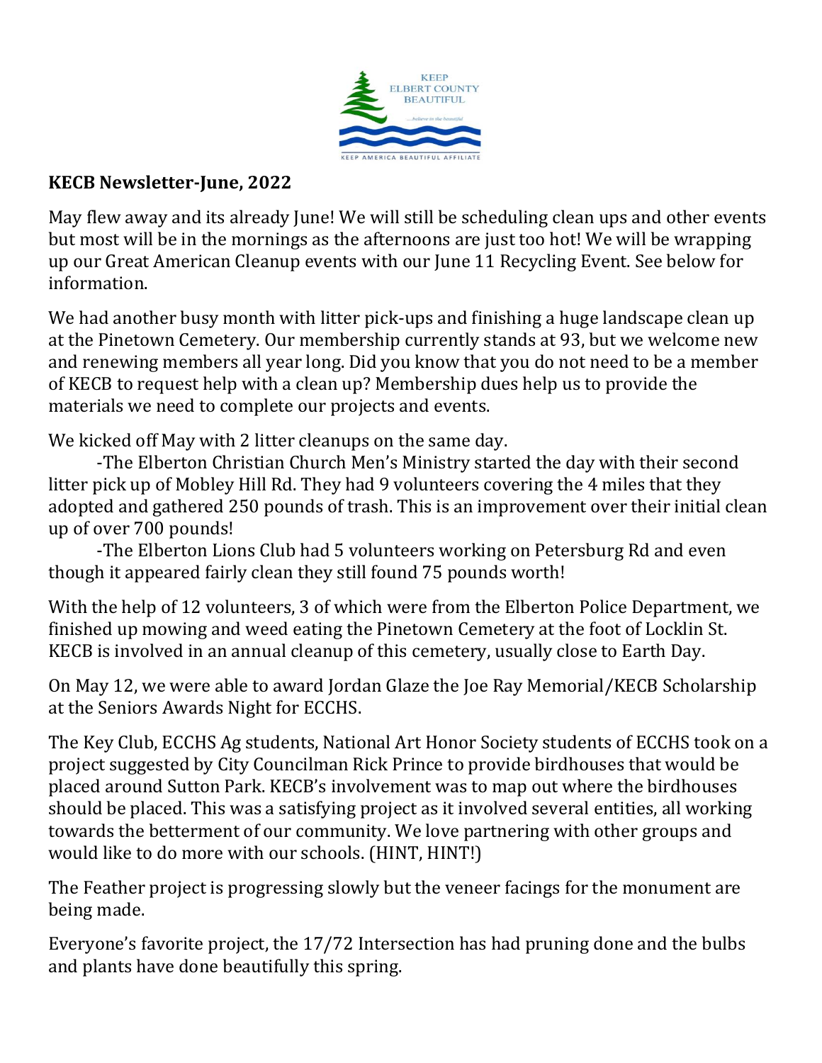**KECB Newsletter-June, 2022**

May flew away and its already June! We will still be scheduling clean ups and other events but most will be in the mornings as the afternoons are just too hot! We will be wrapping up our Great American Cleanup events with our June 11 Recycling Event. See below for information.

We had another busy month with litter pick-ups and finishing a huge landscape clean up at the Pinetown Cemetery. Our membership currently stands at 93, but we welcome new and renewing members all year long. Did you know that you do not need to be a member of KECB to request help with a clean up? Membership dues help us to provide the materials we need to complete our projects and events.

We kicked off May with 2 litter cleanups on the same day.

-The Elberton Christian Church Men's Ministry started the day with their second litter pick up of Mobley Hill Rd. They had 9 volunteers covering the 4 miles that they adopted and gathered 250 pounds of trash. This is an improvement over their initial clean up of over 700 pounds!

-The Elberton Lions Club had 5 volunteers working on Petersburg Rd and even though it appeared fairly clean they still found 75 pounds worth!

With the help of 12 volunteers, 3 of which were from the Elberton Police Department, we finished up mowing and weed eating the Pinetown Cemetery at the foot of Locklin St. KECB is involved in an annual cleanup of this cemetery, usually close to Earth Day.

On May 12, we were able to award Jordan Glaze the Joe Ray Memorial/KECB Scholarship at the Seniors Awards Night for ECCHS.

The Key Club, ECCHS Ag students, National Art Honor Society students of ECCHS took on a project suggested by City Councilman Rick Prince to provide birdhouses that would be placed around Sutton Park. KECB's involvement was to map out where the birdhouses should be placed. This was a satisfying project as it involved several entities, all working towards the betterment of our community. We love partnering with other groups and would like to do more with our schools. (HINT, HINT!)

The Feather project is progressing slowly but the veneer facings for the monument are being made.

Everyone's favorite project, the 17/72 Intersection has had pruning done and the bulbs and plants have done beautifully this spring.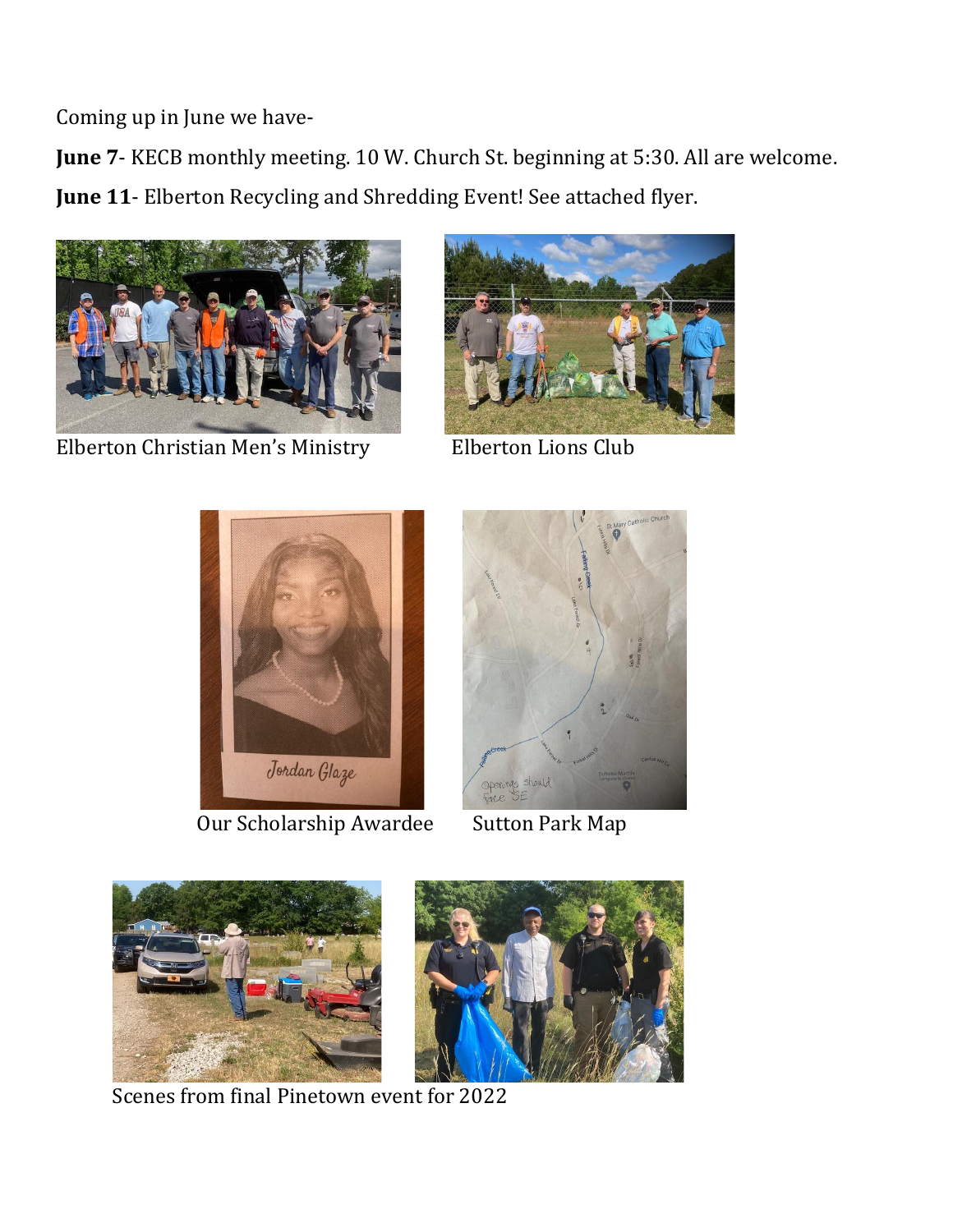Coming up in June we have-

**June 7**- KECB monthly meeting. 10 W. Church St. beginning at 5:30. All are welcome.

**June 11**- Elberton Recycling and Shredding Event! See attached flyer.

Elberton Christian Men's Ministry

Elberton Lions Club

Our Scholarship Awardee

Sutton Park Map

Scenes from final Pinetown event for 2022